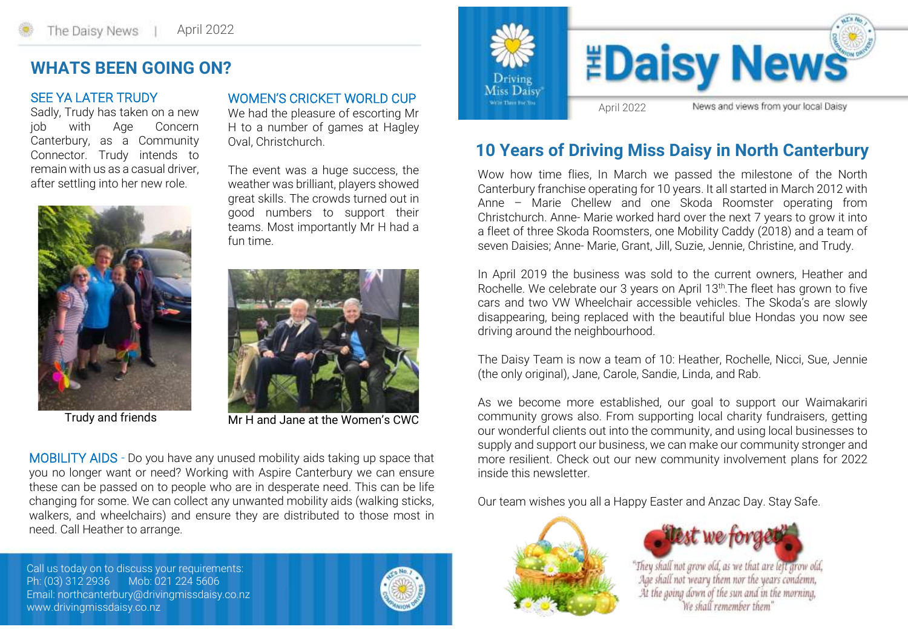# THE Daisy News

April 2022

News and views from your local Daisy

## 10 Years of Driving Miss Daisy in North Canterbury

Wow how time flies, In March we passed the milestone of the North Canterbury franchise operating for 10 years. It all started in March 2012 with Anne – Marie Chellew and one Skoda Roomster operating from Christchurch. Anne- Marie worked hard over the next 7 years to grow it into a fleet of three Skoda Roomsters, one Mobility Caddy (2018) and a team of seven Daisies; Anne- Marie, Grant, Jill, Suzie, Jennie, Christine, and Trudy.

In April 2019 the business was sold to the current owners, Heather and Rochelle. We celebrate our 3 years on April 13th. The fleet has grown to five cars and two VW Wheelchair accessible vehicles. The Skoda's are slowly disappearing, being replaced with the beautiful blue Hondas you now see driving around the neighbourhood.

The Daisy Team is now a team of 10: Heather, Rochelle, Nicci, Sue, Jennie (the only original), Jane, Carole, Sandie, Linda, and Rab.

As we become more established, our goal to support our Waimakariri community grows also. From supporting local charity fundraisers, getting our wonderful clients out into the community, and using local businesses to supply and support our business, we can make our community stronger and more resilient. Check out our new community involvement plans for 2022 inside this newsletter.

Our team wishes you all a Happy Easter and Anzac Day. Stay Safe.

Lest we forget

*"They shall not grow old, as we that are left grow old,*
*Age shall not weary them nor the years condemn,*
*At the going down of the sun and in the morning,*
*We shall remember them"*

## WHATS BEEN GOING ON?

### SEE YA LATER TRUDY

Sadly, Trudy has taken on a new job with Age Concern Canterbury, as a Community Connector. Trudy intends to remain with us as a casual driver, after settling into her new role.

Trudy and friends

### WOMEN'S CRICKET WORLD CUP

We had the pleasure of escorting Mr H to a number of games at Hagley Oval, Christchurch.

The event was a huge success, the weather was brilliant, players showed great skills. The crowds turned out in good numbers to support their teams. Most importantly Mr H had a fun time.

Mr H and Jane at the Women's CWC

**MOBILITY AIDS** - Do you have any unused mobility aids taking up space that you no longer want or need? Working with Aspire Canterbury we can ensure these can be passed on to people who are in desperate need. This can be life changing for some. We can collect any unwanted mobility aids (walking sticks, walkers, and wheelchairs) and ensure they are distributed to those most in need. Call Heather to arrange.

Call us today on to discuss your requirements:
Ph: (03) 312 2936 Mob: 021 224 5606
Email: northcanterbury@drivingmissdaisy.co.nz
www.drivingmissdaisy.co.nz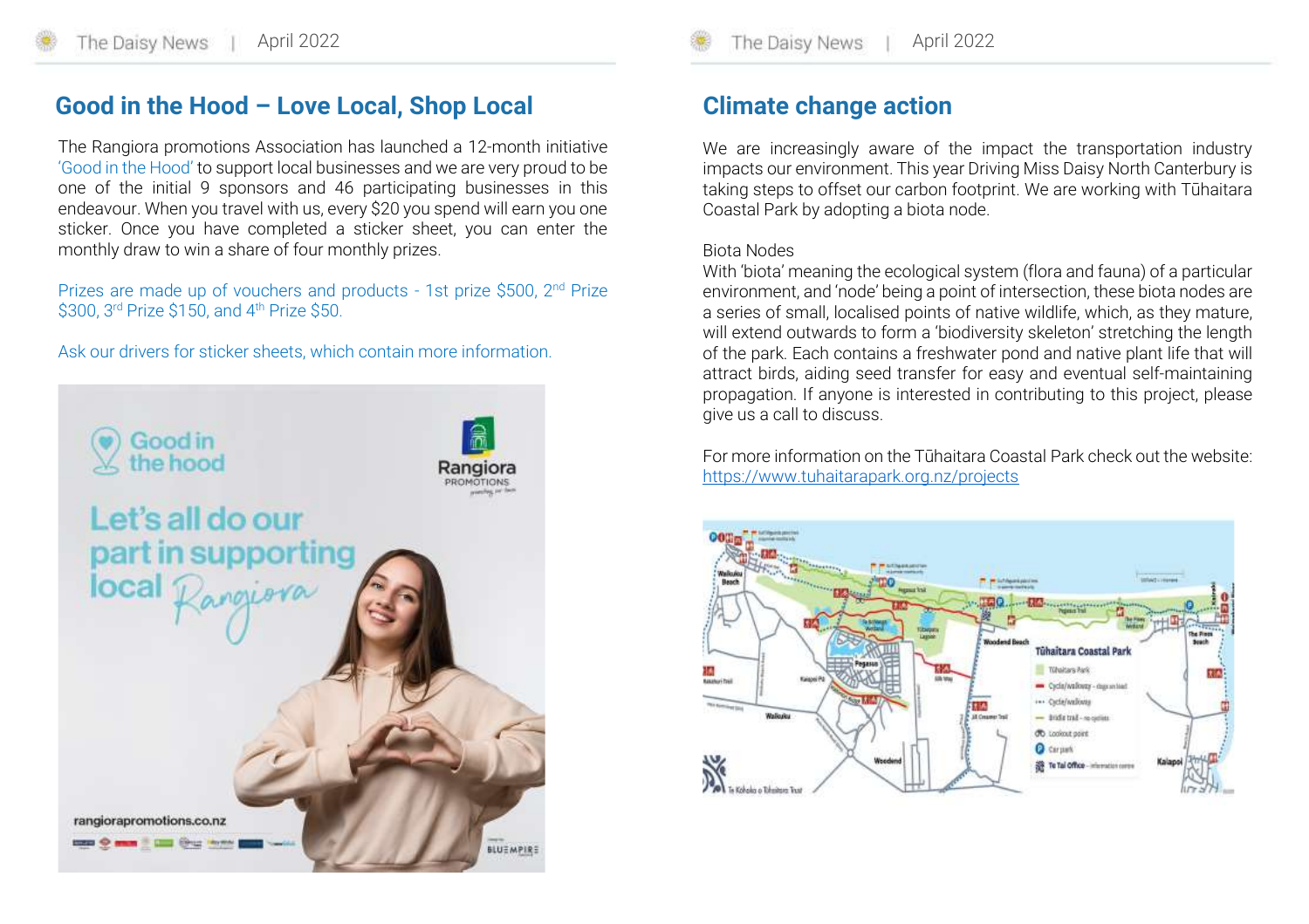## Good in the Hood – Love Local, Shop Local

The Rangiora promotions Association has launched a 12-month initiative 'Good in the Hood' to support local businesses and we are very proud to be one of the initial 9 sponsors and 46 participating businesses in this endeavour. When you travel with us, every $20 you spend will earn you one sticker. Once you have completed a sticker sheet, you can enter the monthly draw to win a share of four monthly prizes.

Prizes are made up of vouchers and products - 1st prize $500, 2nd Prize $300, 3rd Prize $150, and 4th Prize $50.

Ask our drivers for sticker sheets, which contain more information.

Good in the hood

Rangiora PROMOTIONS

Let's all do our part in supporting local Rangiora

rangiorapromotions.co.nz

## Climate change action

We are increasingly aware of the impact the transportation industry impacts our environment. This year Driving Miss Daisy North Canterbury is taking steps to offset our carbon footprint. We are working with Tūhaitara Coastal Park by adopting a biota node.

Biota Nodes

With 'biota' meaning the ecological system (flora and fauna) of a particular environment, and 'node' being a point of intersection, these biota nodes are a series of small, localised points of native wildlife, which, as they mature, will extend outwards to form a 'biodiversity skeleton' stretching the length of the park. Each contains a freshwater pond and native plant life that will attract birds, aiding seed transfer for easy and eventual self-maintaining propagation. If anyone is interested in contributing to this project, please give us a call to discuss.

For more information on the Tūhaitara Coastal Park check out the website: https://www.tuhaitarapark.org.nz/projects